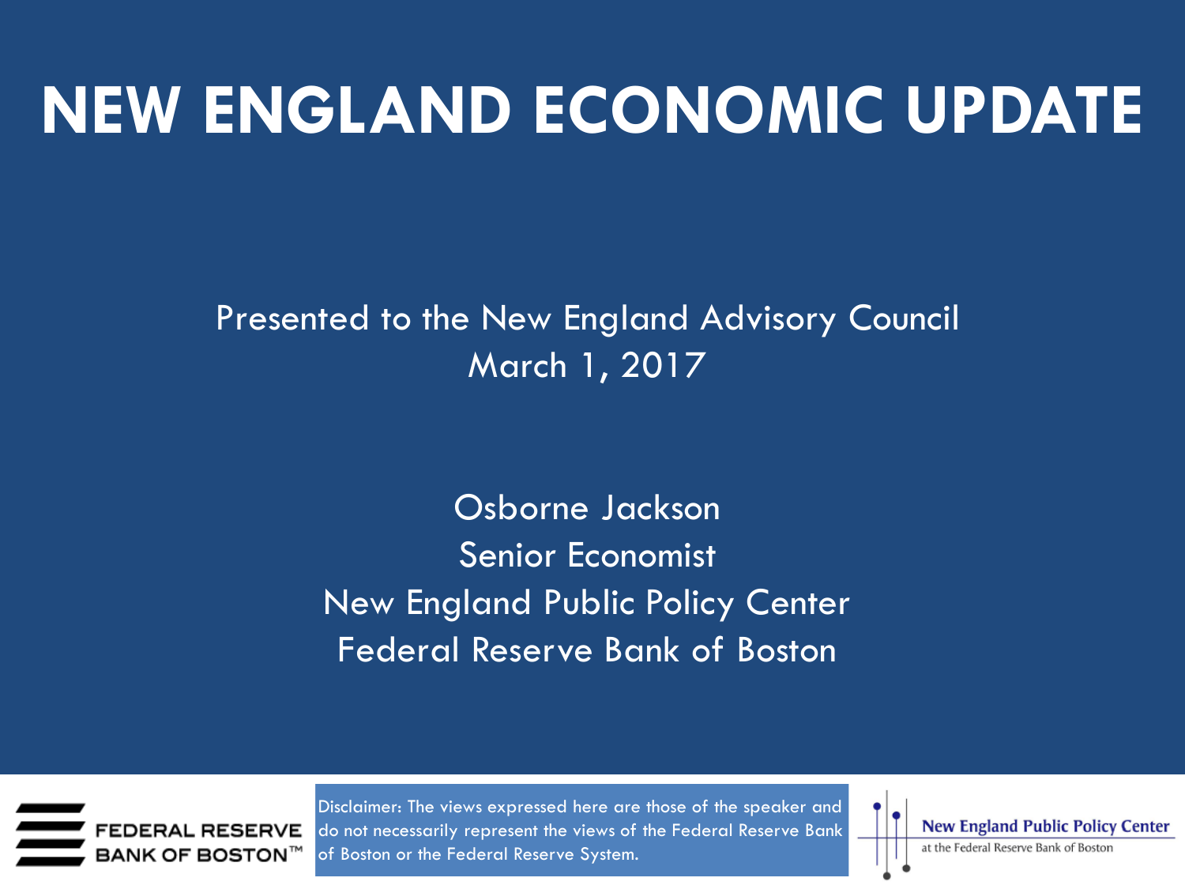# NEW ENGLAND ECONOMIC UPDATE

Presented to the New England Advisory Council
March 1, 2017

Osborne Jackson
Senior Economist
New England Public Policy Center
Federal Reserve Bank of Boston

FEDERAL RESERVE BANK OF BOSTON™

Disclaimer: The views expressed here are those of the speaker and do not necessarily represent the views of the Federal Reserve Bank of Boston or the Federal Reserve System.

New England Public Policy Center
at the Federal Reserve Bank of Boston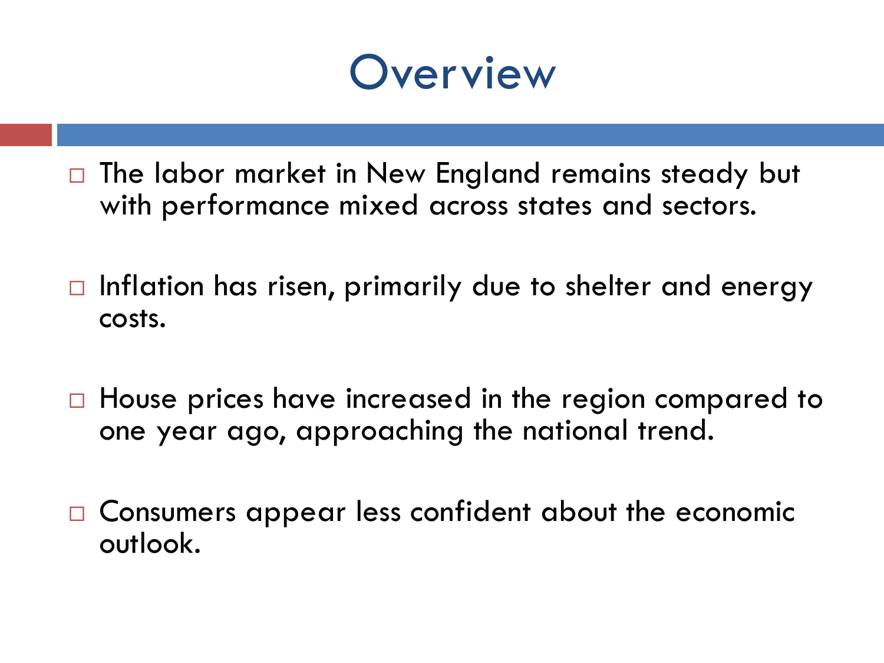# Overview

- The labor market in New England remains steady but with performance mixed across states and sectors.
- Inflation has risen, primarily due to shelter and energy costs.
- House prices have increased in the region compared to one year ago, approaching the national trend.
- Consumers appear less confident about the economic outlook.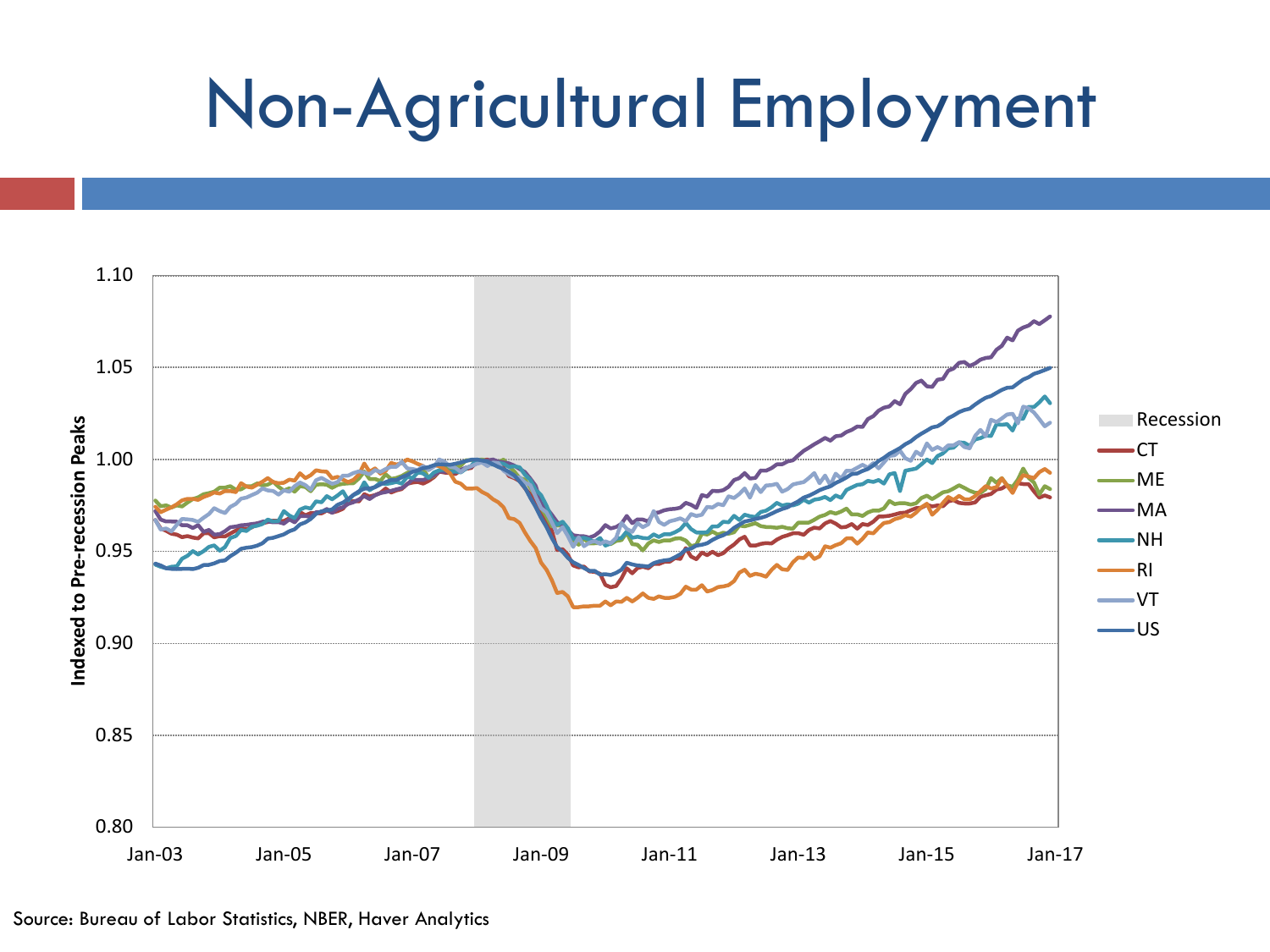# Non-Agricultural Employment

Source: Bureau of Labor Statistics, NBER, Haver Analytics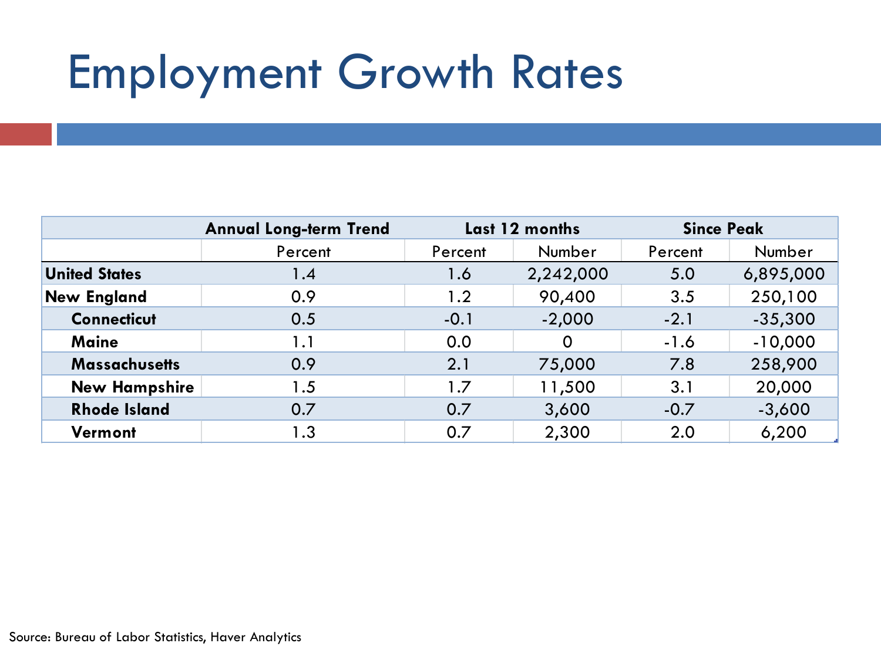# Employment Growth Rates

| | Annual Long-term Trend | Last 12 months | | Since Peak | |
|---|---|---|---|---|---|
| | Percent | Percent | Number | Percent | Number |
| **United States** | 1.4 | 1.6 | 2,242,000 | 5.0 | 6,895,000 |
| **New England** | 0.9 | 1.2 | 90,400 | 3.5 | 250,100 |
| **Connecticut** | 0.5 | -0.1 | -2,000 | -2.1 | -35,300 |
| **Maine** | 1.1 | 0.0 | 0 | -1.6 | -10,000 |
| **Massachusetts** | 0.9 | 2.1 | 75,000 | 7.8 | 258,900 |
| **New Hampshire** | 1.5 | 1.7 | 11,500 | 3.1 | 20,000 |
| **Rhode Island** | 0.7 | 0.7 | 3,600 | -0.7 | -3,600 |
| **Vermont** | 1.3 | 0.7 | 2,300 | 2.0 | 6,200 |

Source: Bureau of Labor Statistics, Haver Analytics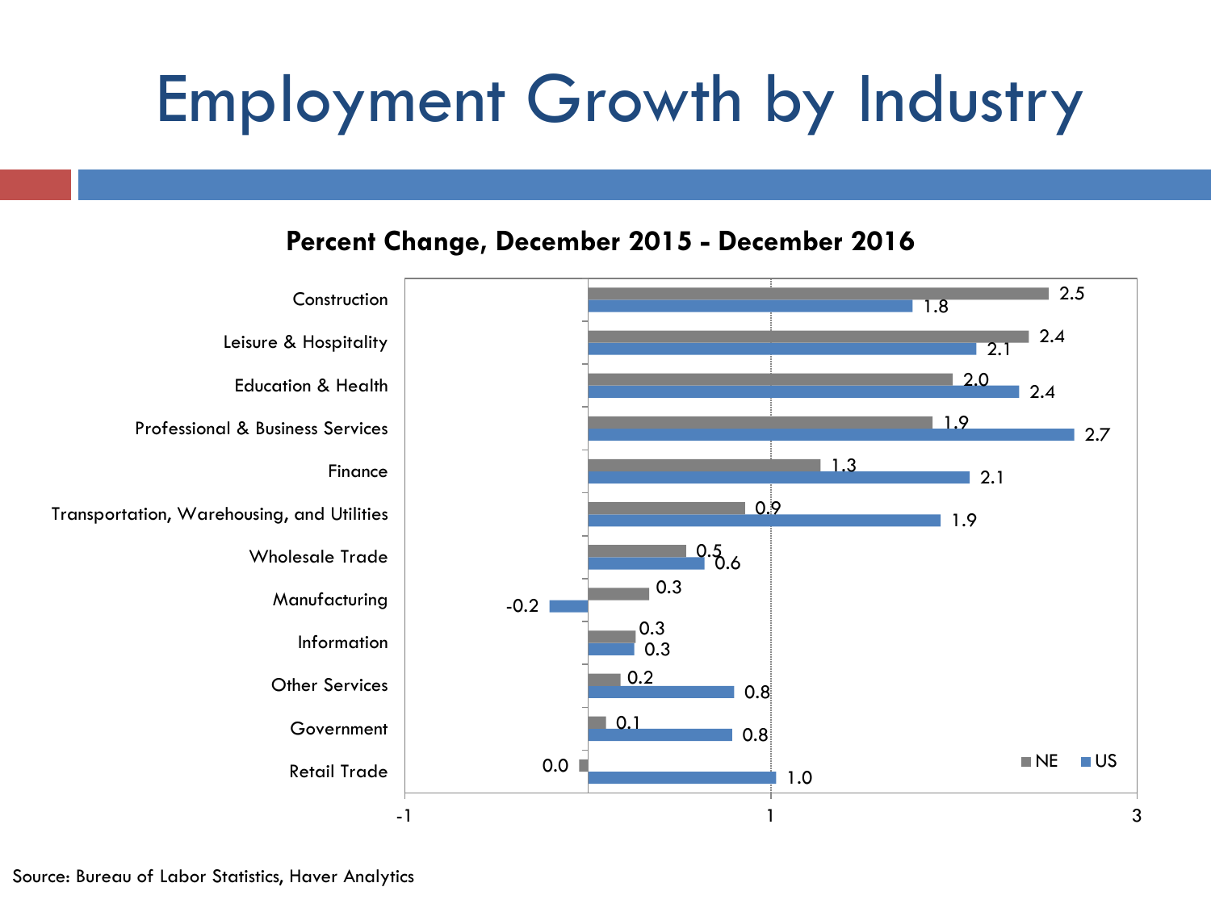# Employment Growth by Industry

**Percent Change, December 2015 - December 2016**

| Industry | NE | US |
|---|---|---|
| Construction | 2.5 | 1.8 |
| Leisure & Hospitality | 2.4 | 2.1 |
| Education & Health | 2.0 | 2.4 |
| Professional & Business Services | 1.9 | 2.7 |
| Finance | 1.3 | 2.1 |
| Transportation, Warehousing, and Utilities | 0.9 | 1.9 |
| Wholesale Trade | 0.5 | 0.6 |
| Manufacturing | 0.3 | -0.2 |
| Information | 0.3 | 0.3 |
| Other Services | 0.2 | 0.8 |
| Government | 0.1 | 0.8 |
| Retail Trade | 0.0 | 1.0 |

Source: Bureau of Labor Statistics, Haver Analytics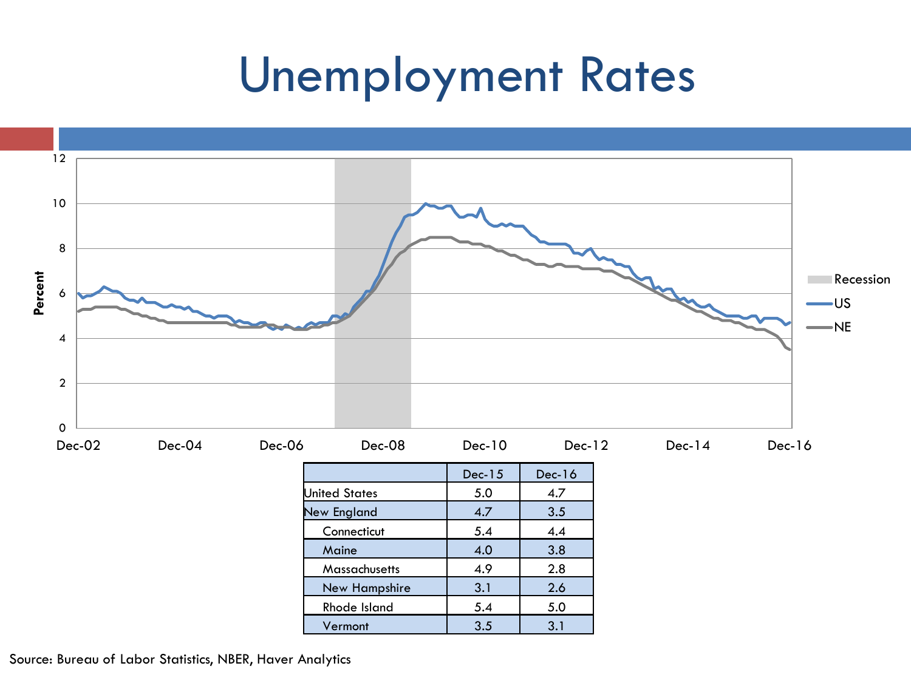# Unemployment Rates

|  | Dec-15 | Dec-16 |
|---|---|---|
| United States | 5.0 | 4.7 |
| New England | 4.7 | 3.5 |
| Connecticut | 5.4 | 4.4 |
| Maine | 4.0 | 3.8 |
| Massachusetts | 4.9 | 2.8 |
| New Hampshire | 3.1 | 2.6 |
| Rhode Island | 5.4 | 5.0 |
| Vermont | 3.5 | 3.1 |

Source: Bureau of Labor Statistics, NBER, Haver Analytics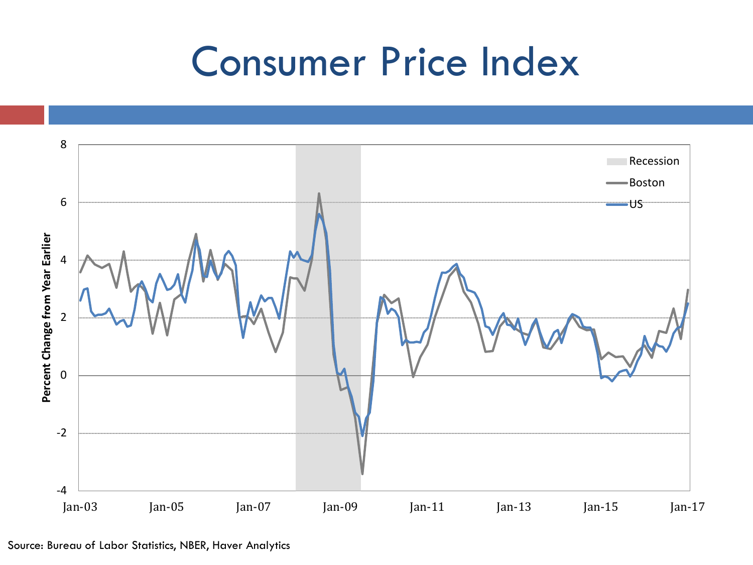# Consumer Price Index

Source: Bureau of Labor Statistics, NBER, Haver Analytics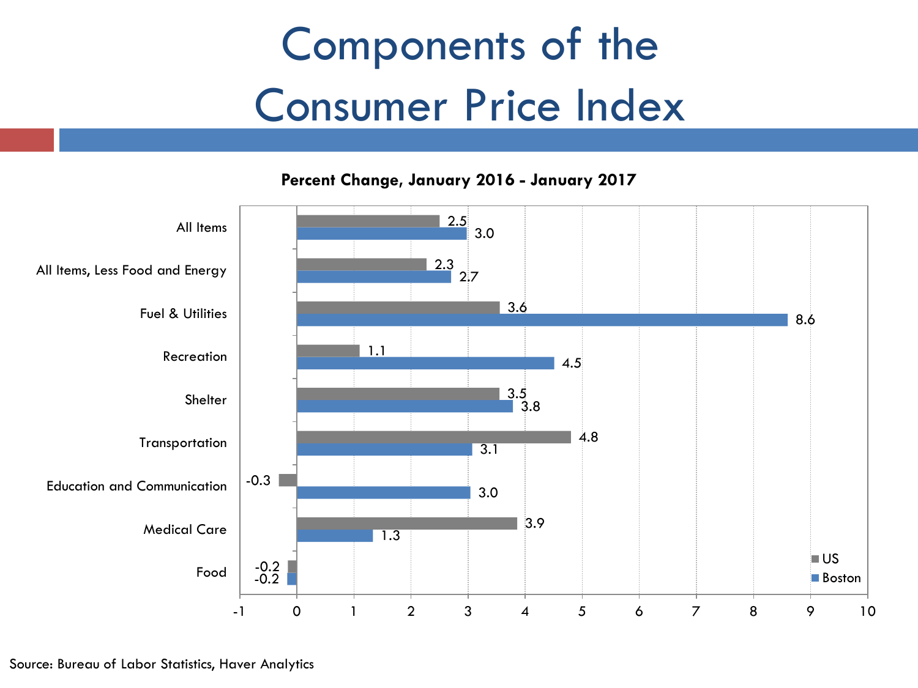# Components of the Consumer Price Index

**Percent Change, January 2016 - January 2017**

| Category | US | Boston |
|---|---|---|
| All Items | 2.5 | 3.0 |
| All Items, Less Food and Energy | 2.3 | 2.7 |
| Fuel & Utilities | 3.6 | 8.6 |
| Recreation | 1.1 | 4.5 |
| Shelter | 3.5 | 3.8 |
| Transportation | 4.8 | 3.1 |
| Education and Communication | -0.3 | 3.0 |
| Medical Care | 3.9 | 1.3 |
| Food | -0.2 | -0.2 |

Source: Bureau of Labor Statistics, Haver Analytics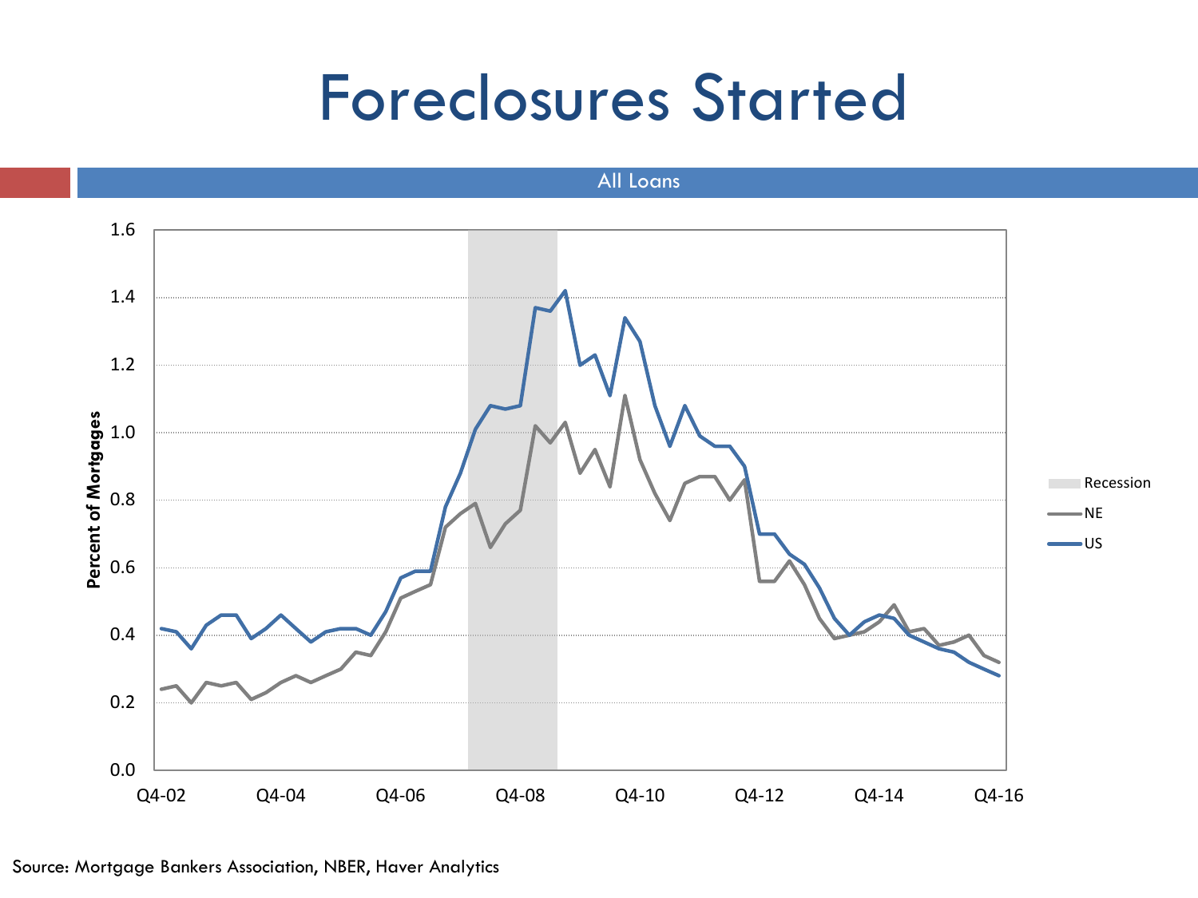# Foreclosures Started

All Loans

Source: Mortgage Bankers Association, NBER, Haver Analytics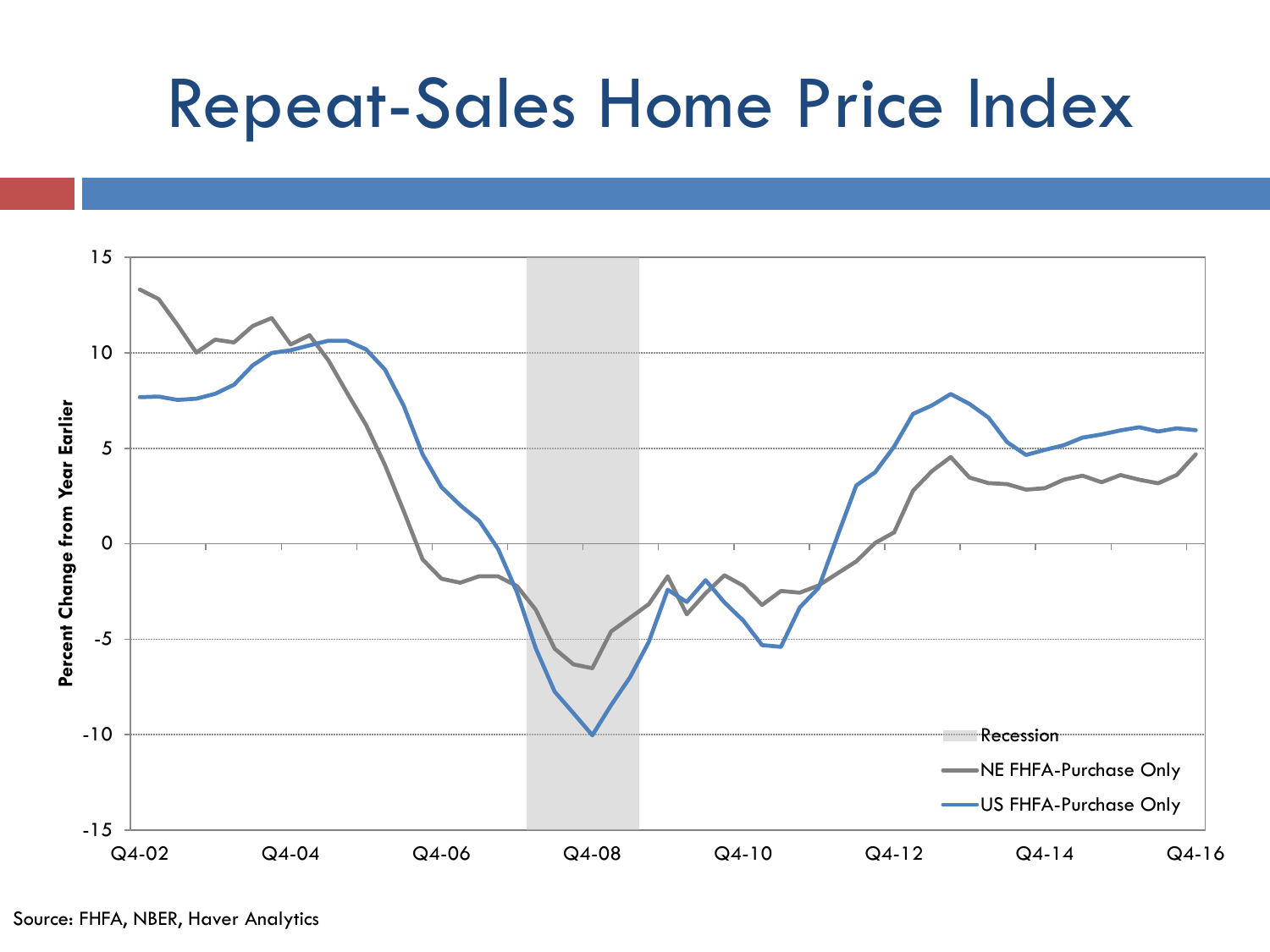# Repeat-Sales Home Price Index

Percent Change from Year Earlier

15, 10, 5, 0, -5, -10, -15

Q4-02, Q4-04, Q4-06, Q4-08, Q4-10, Q4-12, Q4-14, Q4-16

Recession

NE FHFA-Purchase Only

US FHFA-Purchase Only

Source: FHFA, NBER, Haver Analytics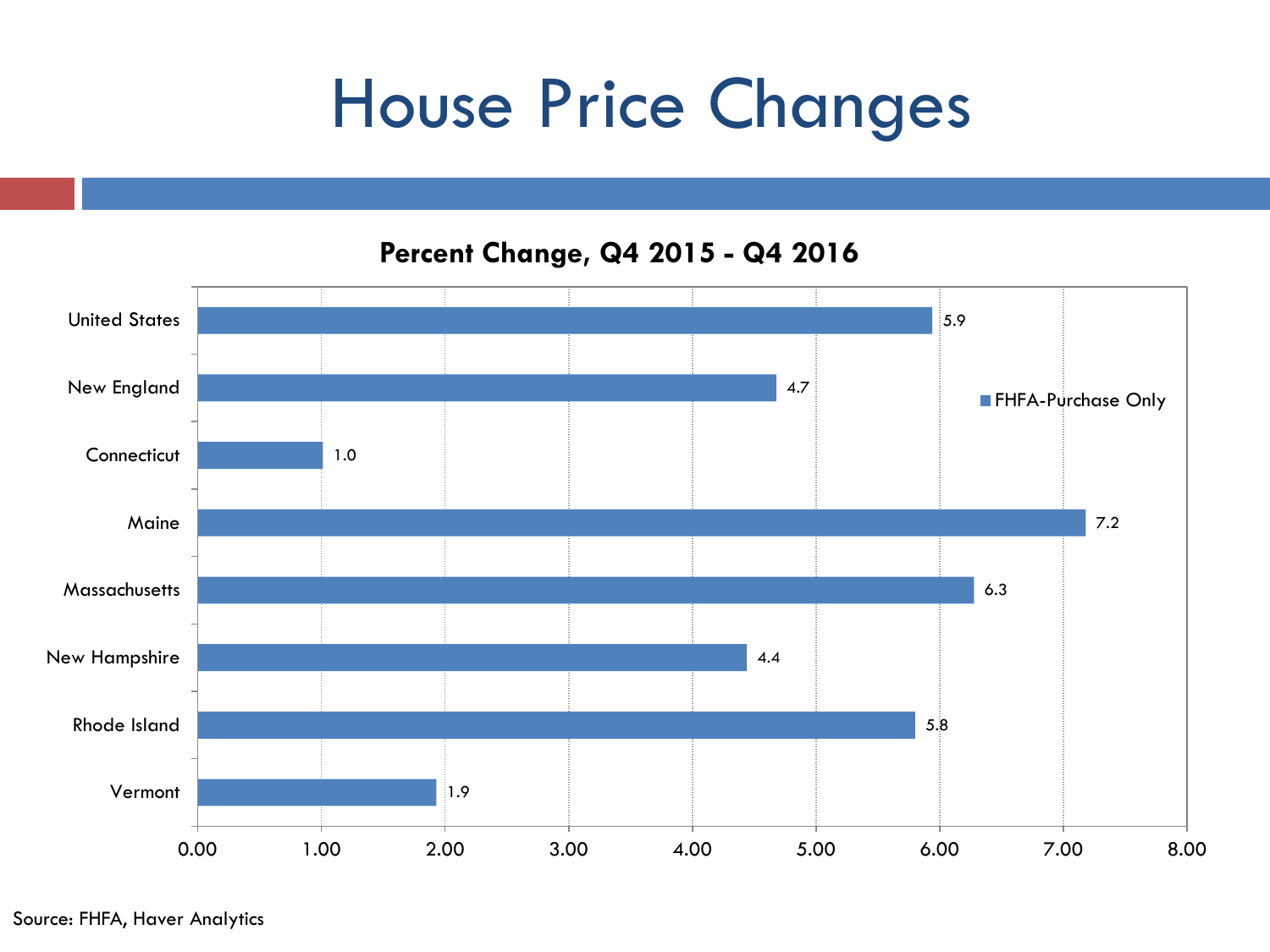# House Price Changes

**Percent Change, Q4 2015 - Q4 2016**

| Region | FHFA-Purchase Only |
|---|---|
| United States | 5.9 |
| New England | 4.7 |
| Connecticut | 1.0 |
| Maine | 7.2 |
| Massachusetts | 6.3 |
| New Hampshire | 4.4 |
| Rhode Island | 5.8 |
| Vermont | 1.9 |

Source: FHFA, Haver Analytics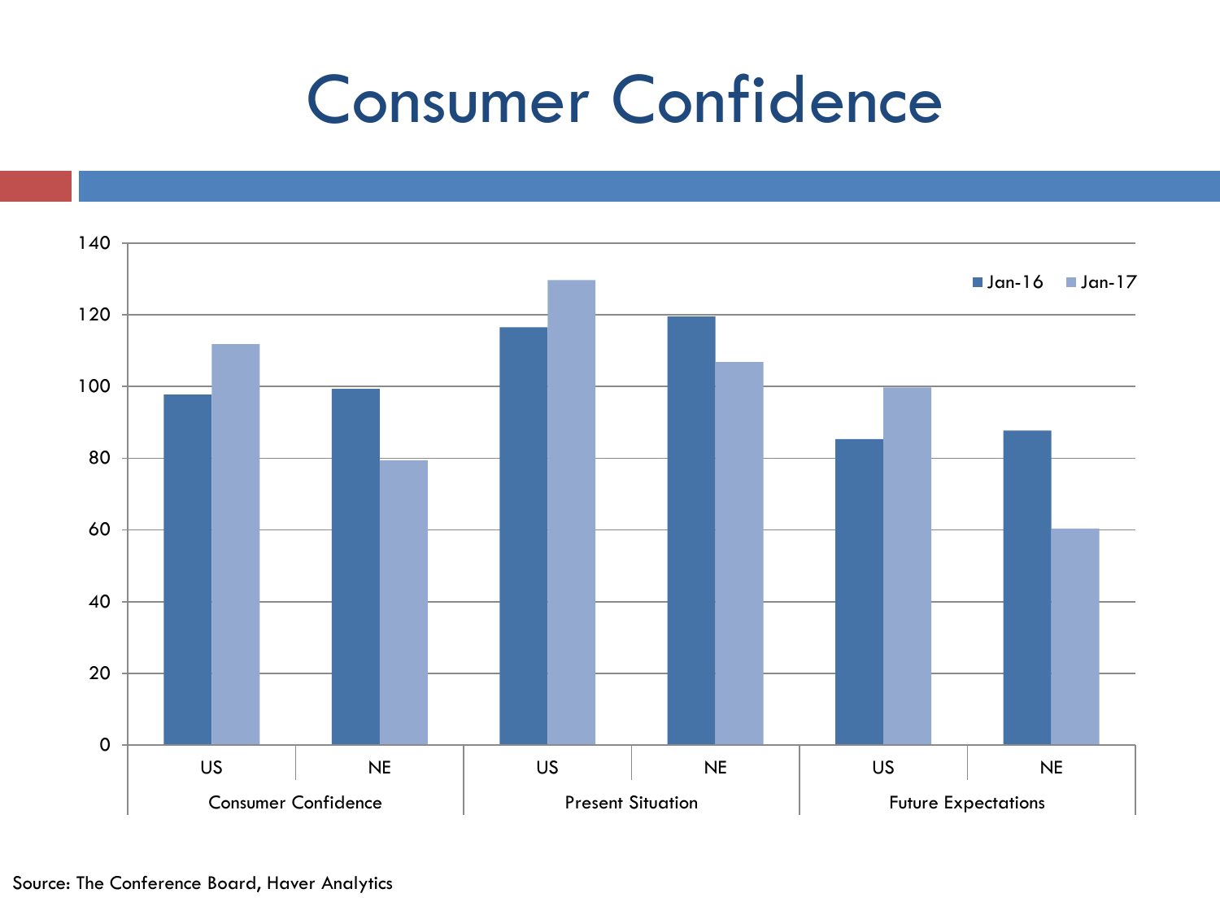# Consumer Confidence

| | | Jan-16 | Jan-17 |
|---|---|---|---|
| Consumer Confidence | US | 98 | 112 |
| | NE | 99 | 79 |
| Present Situation | US | 117 | 130 |
| | NE | 120 | 107 |
| Future Expectations | US | 85 | 100 |
| | NE | 88 | 60 |

Source: The Conference Board, Haver Analytics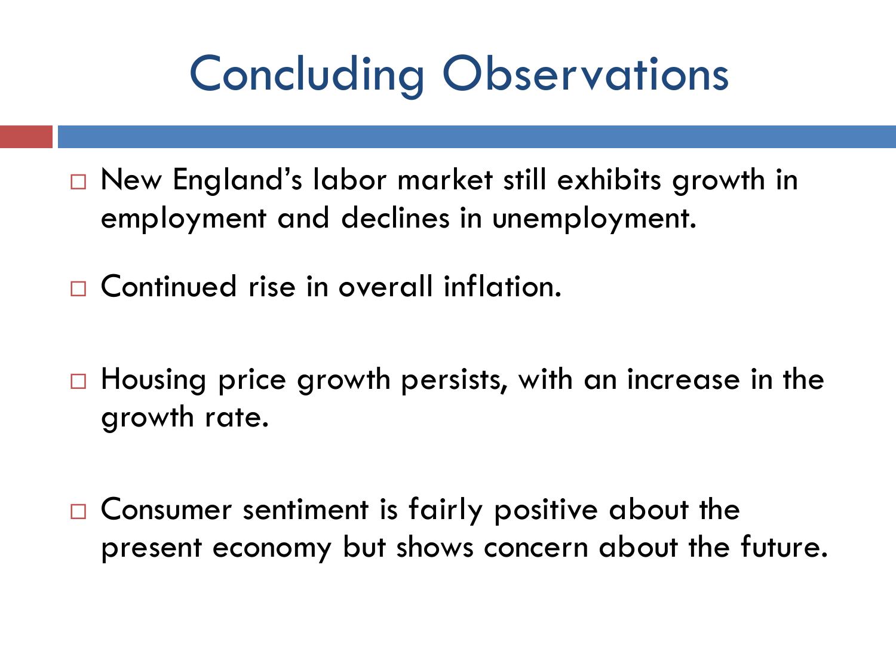# Concluding Observations

- New England's labor market still exhibits growth in employment and declines in unemployment.
- Continued rise in overall inflation.
- Housing price growth persists, with an increase in the growth rate.
- Consumer sentiment is fairly positive about the present economy but shows concern about the future.